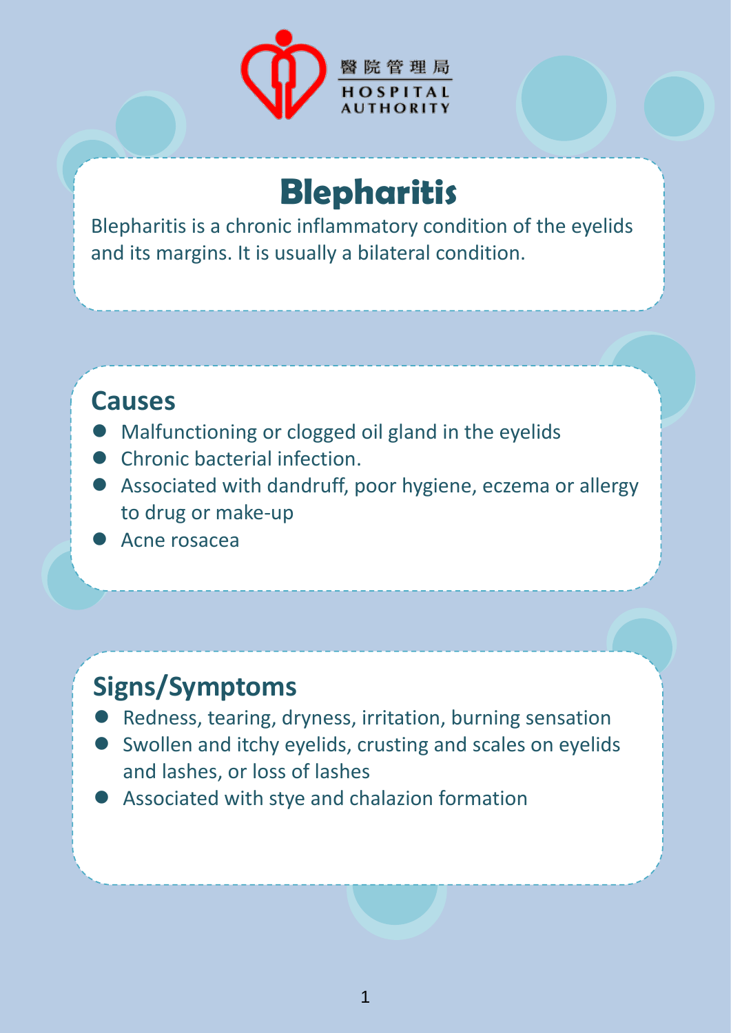醫院管理局
HOSPITAL AUTHORITY

# Blepharitis

Blepharitis is a chronic inflammatory condition of the eyelids and its margins. It is usually a bilateral condition.

## Causes

- Malfunctioning or clogged oil gland in the eyelids
- Chronic bacterial infection.
- Associated with dandruff, poor hygiene, eczema or allergy to drug or make-up
- Acne rosacea

## Signs/Symptoms

- Redness, tearing, dryness, irritation, burning sensation
- Swollen and itchy eyelids, crusting and scales on eyelids and lashes, or loss of lashes
- Associated with stye and chalazion formation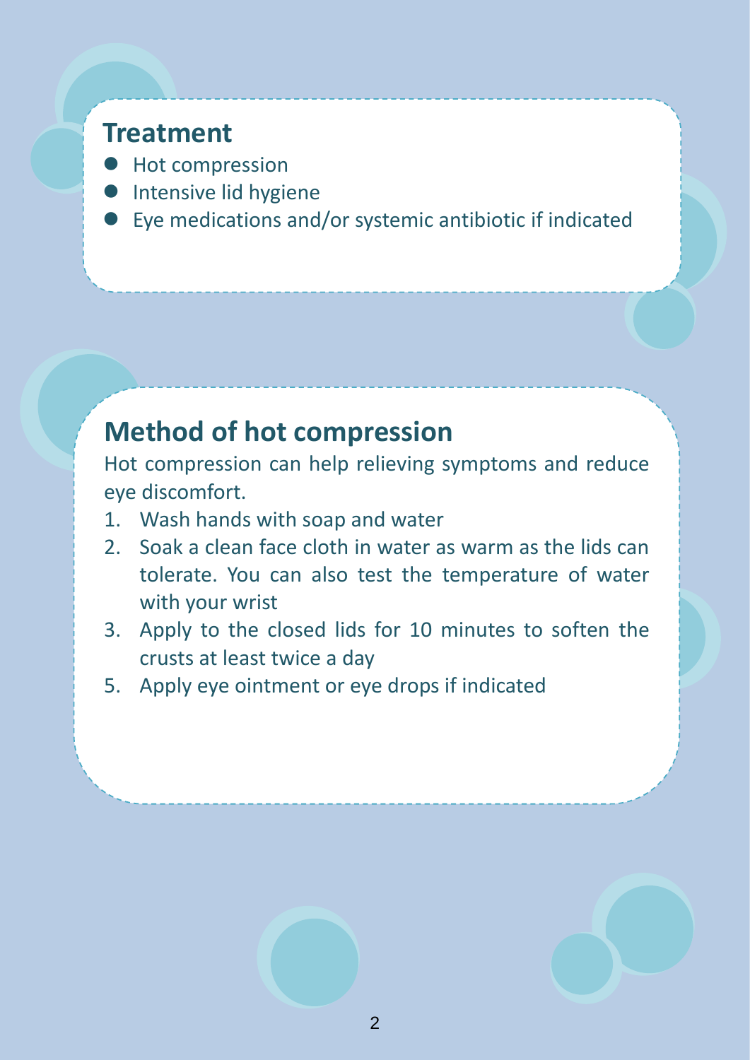## Treatment

- Hot compression
- Intensive lid hygiene
- Eye medications and/or systemic antibiotic if indicated

## Method of hot compression

Hot compression can help relieving symptoms and reduce eye discomfort.

1. Wash hands with soap and water
2. Soak a clean face cloth in water as warm as the lids can tolerate. You can also test the temperature of water with your wrist
3. Apply to the closed lids for 10 minutes to soften the crusts at least twice a day
5. Apply eye ointment or eye drops if indicated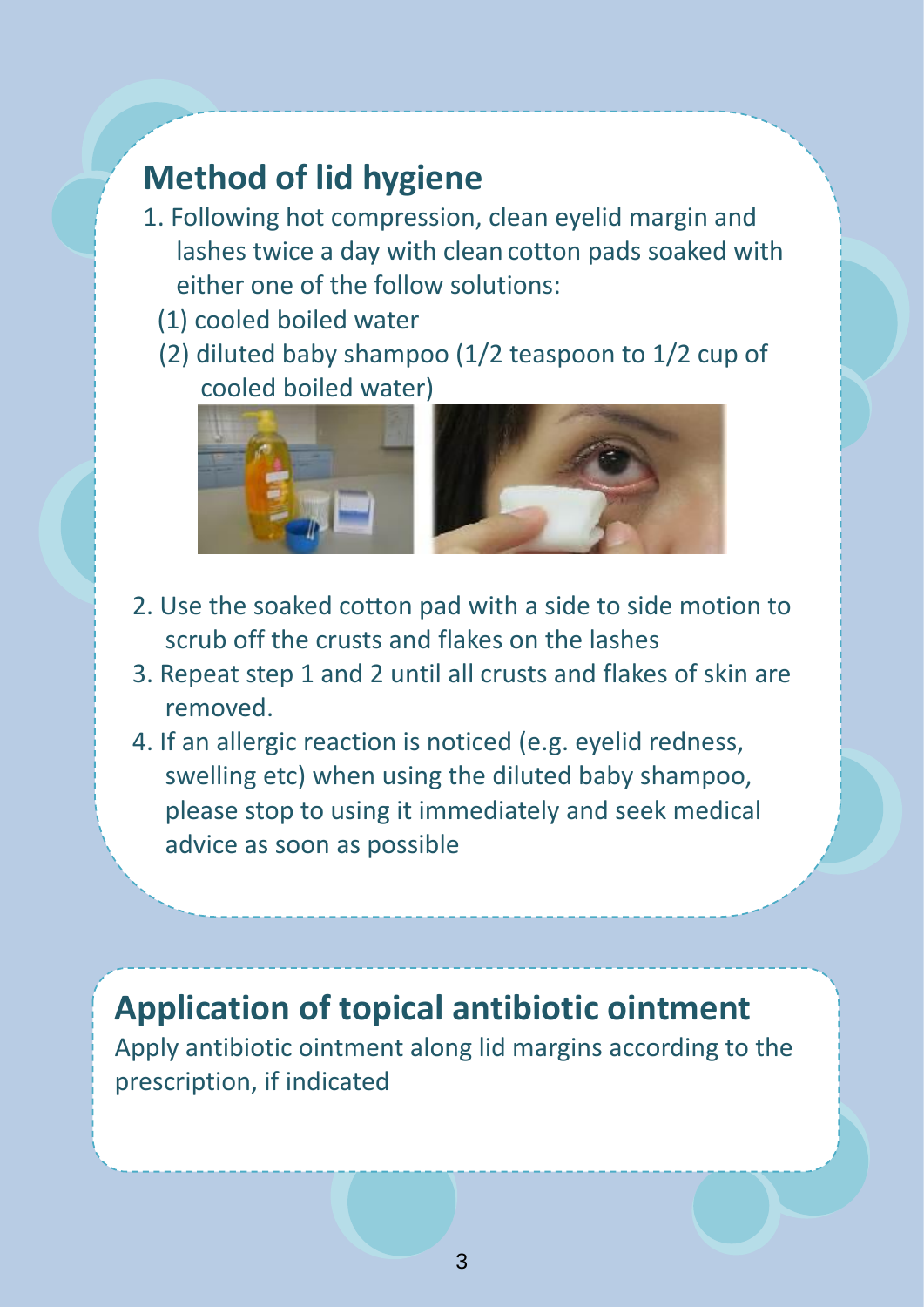## Method of lid hygiene

1. Following hot compression, clean eyelid margin and lashes twice a day with clean cotton pads soaked with either one of the follow solutions:
   (1) cooled boiled water
   (2) diluted baby shampoo (1/2 teaspoon to 1/2 cup of cooled boiled water)
2. Use the soaked cotton pad with a side to side motion to scrub off the crusts and flakes on the lashes
3. Repeat step 1 and 2 until all crusts and flakes of skin are removed.
4. If an allergic reaction is noticed (e.g. eyelid redness, swelling etc) when using the diluted baby shampoo, please stop to using it immediately and seek medical advice as soon as possible

## Application of topical antibiotic ointment

Apply antibiotic ointment along lid margins according to the prescription, if indicated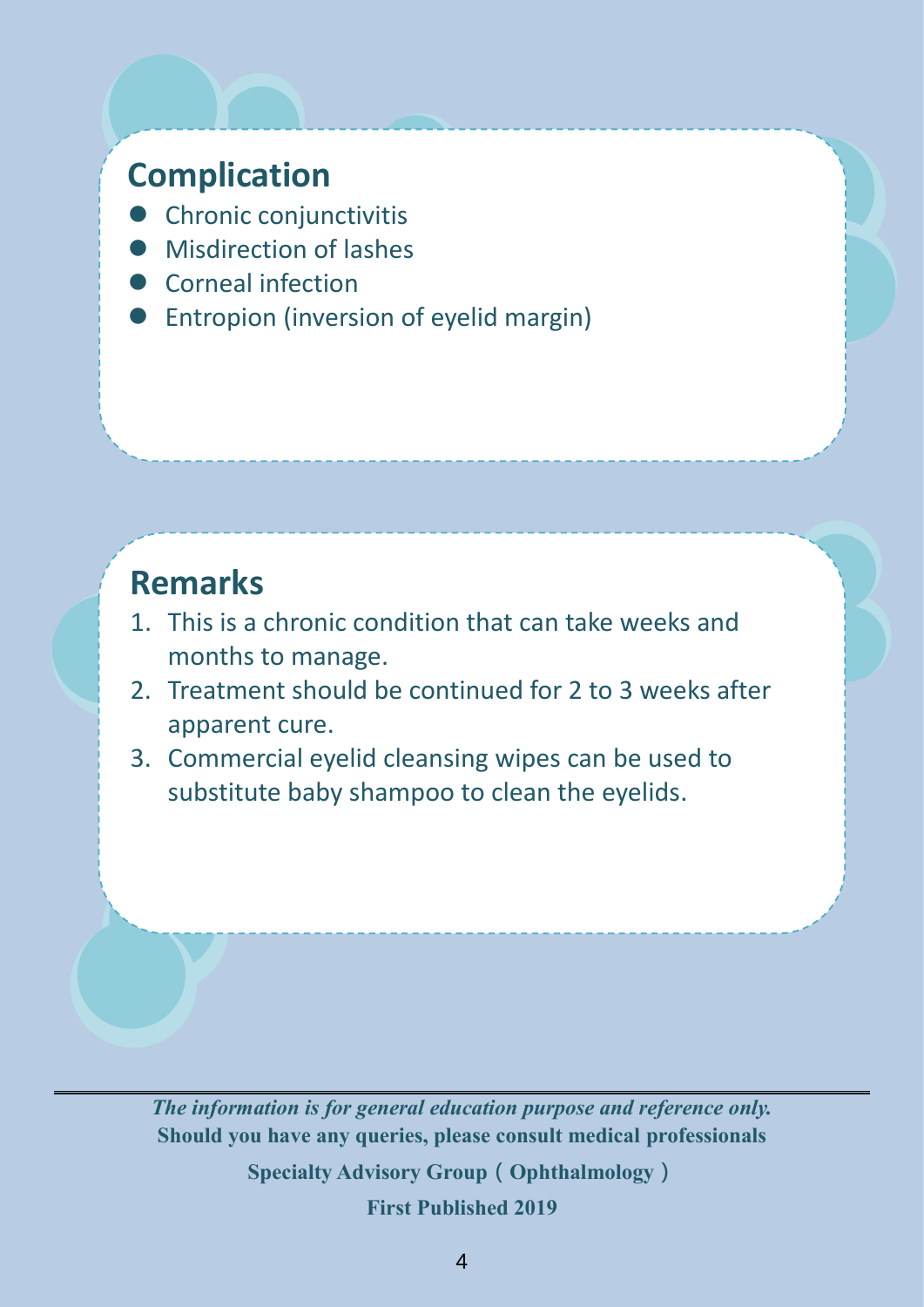## Complication

- Chronic conjunctivitis
- Misdirection of lashes
- Corneal infection
- Entropion (inversion of eyelid margin)

## Remarks

1. This is a chronic condition that can take weeks and months to manage.
2. Treatment should be continued for 2 to 3 weeks after apparent cure.
3. Commercial eyelid cleansing wipes can be used to substitute baby shampoo to clean the eyelids.

---

***The information is for general education purpose and reference only.***
**Should you have any queries, please consult medical professionals**

**Specialty Advisory Group（Ophthalmology）**

**First Published 2019**